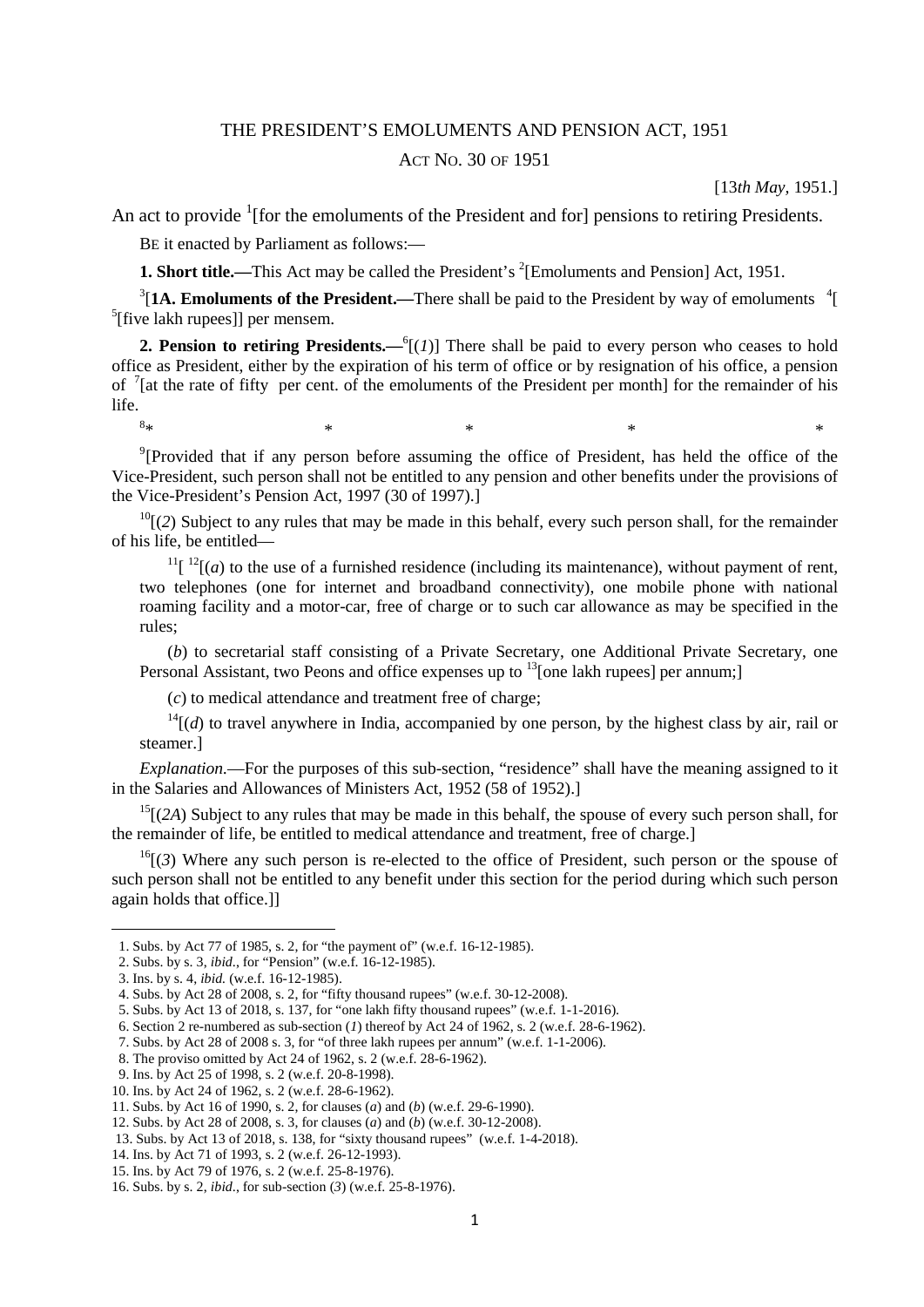# THE PRESIDENT'S EMOLUMENTS AND PENSION ACT, 1951

## ACT NO. 30 OF 1951

[13*th May*, 1951.]

An act to provide [1][for the emoluments of the President and for] pensions to retiring Presidents.

BE it enacted by Parliament as follows:—

**1. Short title.—**This Act may be called the President's [2][Emoluments and Pension] Act, 1951.

[3][**1A. Emoluments of the President.—**There shall be paid to the President by way of emoluments [4][ [5][five lakh rupees]] per mensem.

**2. Pension to retiring Presidents.—**[6][(*1*)] There shall be paid to every person who ceases to hold office as President, either by the expiration of his term of office or by resignation of his office, a pension of [7][at the rate of fifty per cent. of the emoluments of the President per month] for the remainder of his life.

[8]* * * * *

[9][Provided that if any person before assuming the office of President, has held the office of the Vice-President, such person shall not be entitled to any pension and other benefits under the provisions of the Vice-President's Pension Act, 1997 (30 of 1997).]

[10][(*2*) Subject to any rules that may be made in this behalf, every such person shall, for the remainder of his life, be entitled—

[11][ [12][(*a*) to the use of a furnished residence (including its maintenance), without payment of rent, two telephones (one for internet and broadband connectivity), one mobile phone with national roaming facility and a motor-car, free of charge or to such car allowance as may be specified in the rules;

(*b*) to secretarial staff consisting of a Private Secretary, one Additional Private Secretary, one Personal Assistant, two Peons and office expenses up to [13][one lakh rupees] per annum;]

(*c*) to medical attendance and treatment free of charge;

[14][(*d*) to travel anywhere in India, accompanied by one person, by the highest class by air, rail or steamer.]

*Explanation*.—For the purposes of this sub-section, "residence" shall have the meaning assigned to it in the Salaries and Allowances of Ministers Act, 1952 (58 of 1952).]

[15][(*2A*) Subject to any rules that may be made in this behalf, the spouse of every such person shall, for the remainder of life, be entitled to medical attendance and treatment, free of charge.]

[16][(*3*) Where any such person is re-elected to the office of President, such person or the spouse of such person shall not be entitled to any benefit under this section for the period during which such person again holds that office.]]

---

1. Subs. by Act 77 of 1985, s. 2, for "the payment of" (w.e.f. 16-12-1985).
2. Subs. by s. 3, *ibid*., for "Pension" (w.e.f. 16-12-1985).
3. Ins. by s. 4, *ibid.* (w.e.f. 16-12-1985).
4. Subs. by Act 28 of 2008, s. 2, for "fifty thousand rupees" (w.e.f. 30-12-2008).
5. Subs. by Act 13 of 2018, s. 137, for "one lakh fifty thousand rupees" (w.e.f. 1-1-2016).
6. Section 2 re-numbered as sub-section (*1*) thereof by Act 24 of 1962, s. 2 (w.e.f. 28-6-1962).
7. Subs. by Act 28 of 2008 s. 3, for "of three lakh rupees per annum" (w.e.f. 1-1-2006).
8. The proviso omitted by Act 24 of 1962, s. 2 (w.e.f. 28-6-1962).
9. Ins. by Act 25 of 1998, s. 2 (w.e.f. 20-8-1998).
10. Ins. by Act 24 of 1962, s. 2 (w.e.f. 28-6-1962).
11. Subs. by Act 16 of 1990, s. 2, for clauses (*a*) and (*b*) (w.e.f. 29-6-1990).
12. Subs. by Act 28 of 2008, s. 3, for clauses (*a*) and (*b*) (w.e.f. 30-12-2008).
13. Subs. by Act 13 of 2018, s. 138, for "sixty thousand rupees" (w.e.f. 1-4-2018).
14. Ins. by Act 71 of 1993, s. 2 (w.e.f. 26-12-1993).
15. Ins. by Act 79 of 1976, s. 2 (w.e.f. 25-8-1976).
16. Subs. by s. 2, *ibid*., for sub-section (*3*) (w.e.f. 25-8-1976).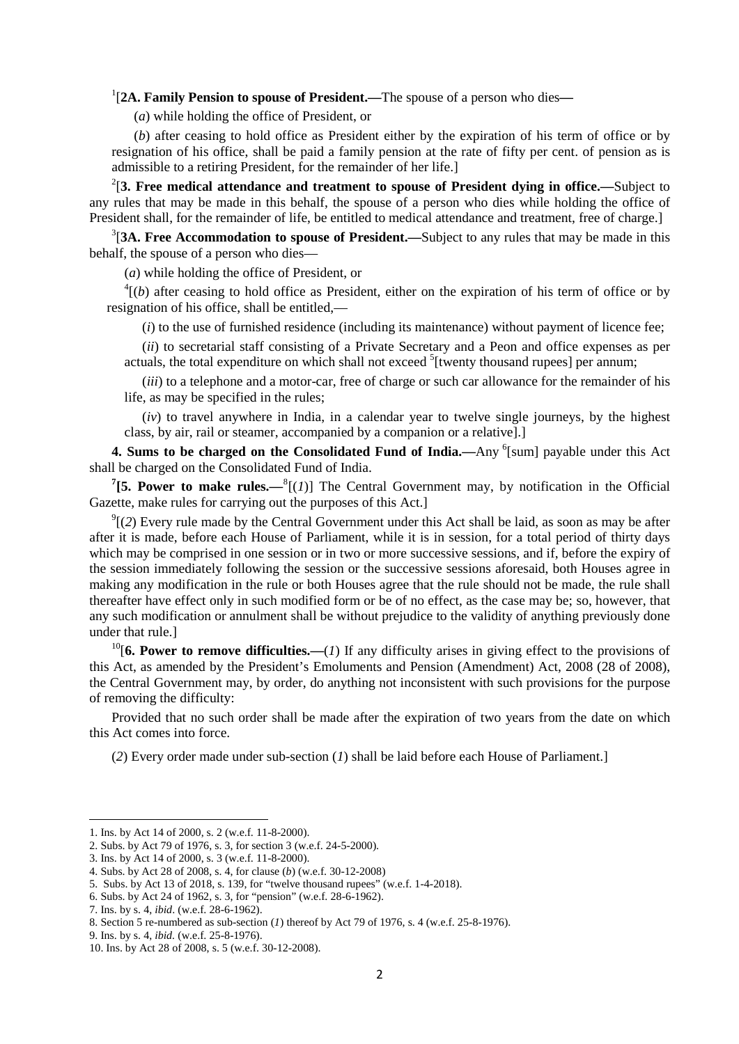[1][**2A. Family Pension to spouse of President.—**The spouse of a person who dies**—**

(*a*) while holding the office of President, or

(*b*) after ceasing to hold office as President either by the expiration of his term of office or by resignation of his office, shall be paid a family pension at the rate of fifty per cent. of pension as is admissible to a retiring President, for the remainder of her life.]

[2][**3. Free medical attendance and treatment to spouse of President dying in office.—**Subject to any rules that may be made in this behalf, the spouse of a person who dies while holding the office of President shall, for the remainder of life, be entitled to medical attendance and treatment, free of charge.]

[3][**3A. Free Accommodation to spouse of President.—**Subject to any rules that may be made in this behalf, the spouse of a person who dies—

(*a*) while holding the office of President, or

[4][(*b*) after ceasing to hold office as President, either on the expiration of his term of office or by resignation of his office, shall be entitled,—

(*i*) to the use of furnished residence (including its maintenance) without payment of licence fee;

(*ii*) to secretarial staff consisting of a Private Secretary and a Peon and office expenses as per actuals, the total expenditure on which shall not exceed [5][twenty thousand rupees] per annum;

(*iii*) to a telephone and a motor-car, free of charge or such car allowance for the remainder of his life, as may be specified in the rules;

(*iv*) to travel anywhere in India, in a calendar year to twelve single journeys, by the highest class, by air, rail or steamer, accompanied by a companion or a relative].]

**4. Sums to be charged on the Consolidated Fund of India.—**Any [6][sum] payable under this Act shall be charged on the Consolidated Fund of India.

[7]**[5. Power to make rules.—**[8][(*1*)] The Central Government may, by notification in the Official Gazette, make rules for carrying out the purposes of this Act.]

[9][(*2*) Every rule made by the Central Government under this Act shall be laid, as soon as may be after after it is made, before each House of Parliament, while it is in session, for a total period of thirty days which may be comprised in one session or in two or more successive sessions, and if, before the expiry of the session immediately following the session or the successive sessions aforesaid, both Houses agree in making any modification in the rule or both Houses agree that the rule should not be made, the rule shall thereafter have effect only in such modified form or be of no effect, as the case may be; so, however, that any such modification or annulment shall be without prejudice to the validity of anything previously done under that rule.]

[10][**6. Power to remove difficulties.—**(*1*) If any difficulty arises in giving effect to the provisions of this Act, as amended by the President's Emoluments and Pension (Amendment) Act, 2008 (28 of 2008), the Central Government may, by order, do anything not inconsistent with such provisions for the purpose of removing the difficulty:

Provided that no such order shall be made after the expiration of two years from the date on which this Act comes into force.

(*2*) Every order made under sub-section (*1*) shall be laid before each House of Parliament.]

---

1. Ins. by Act 14 of 2000, s. 2 (w.e.f. 11-8-2000).
2. Subs. by Act 79 of 1976, s. 3, for section 3 (w.e.f. 24-5-2000).
3. Ins. by Act 14 of 2000, s. 3 (w.e.f. 11-8-2000).
4. Subs. by Act 28 of 2008, s. 4, for clause (*b*) (w.e.f. 30-12-2008)
5. Subs. by Act 13 of 2018, s. 139, for "twelve thousand rupees" (w.e.f. 1-4-2018).
6. Subs. by Act 24 of 1962, s. 3, for "pension" (w.e.f. 28-6-1962).
7. Ins. by s. 4, *ibid*. (w.e.f. 28-6-1962).
8. Section 5 re-numbered as sub-section (*1*) thereof by Act 79 of 1976, s. 4 (w.e.f. 25-8-1976).
9. Ins. by s. 4, *ibid.* (w.e.f. 25-8-1976).
10. Ins. by Act 28 of 2008, s. 5 (w.e.f. 30-12-2008).